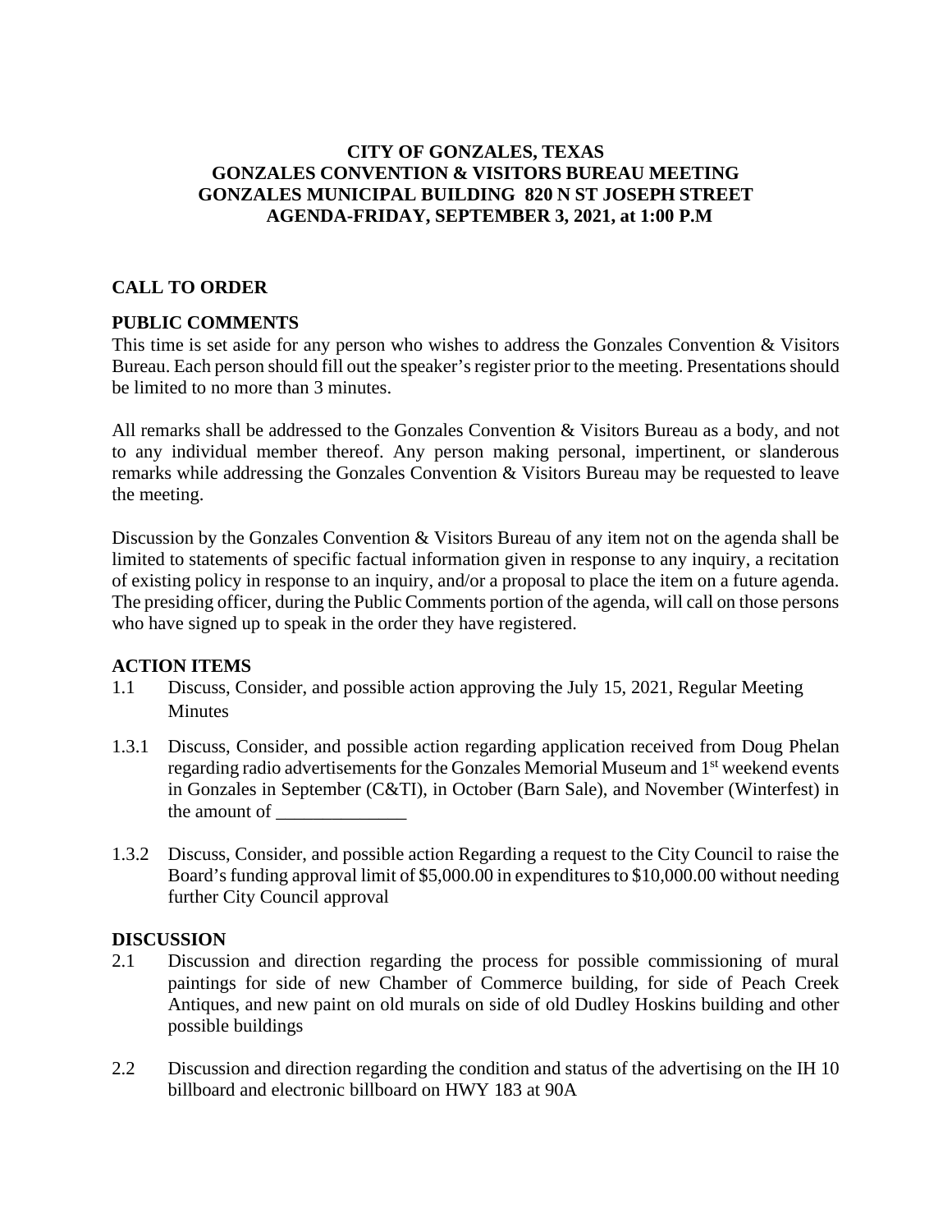# CITY OF GONZALES, TEXAS
## GONZALES CONVENTION & VISITORS BUREAU MEETING
## GONZALES MUNICIPAL BUILDING 820 N ST JOSEPH STREET
## AGENDA-FRIDAY, SEPTEMBER 3, 2021, at 1:00 P.M

### CALL TO ORDER

### PUBLIC COMMENTS

This time is set aside for any person who wishes to address the Gonzales Convention & Visitors Bureau. Each person should fill out the speaker's register prior to the meeting. Presentations should be limited to no more than 3 minutes.

All remarks shall be addressed to the Gonzales Convention & Visitors Bureau as a body, and not to any individual member thereof. Any person making personal, impertinent, or slanderous remarks while addressing the Gonzales Convention & Visitors Bureau may be requested to leave the meeting.

Discussion by the Gonzales Convention & Visitors Bureau of any item not on the agenda shall be limited to statements of specific factual information given in response to any inquiry, a recitation of existing policy in response to an inquiry, and/or a proposal to place the item on a future agenda. The presiding officer, during the Public Comments portion of the agenda, will call on those persons who have signed up to speak in the order they have registered.

### ACTION ITEMS

1.1 Discuss, Consider, and possible action approving the July 15, 2021, Regular Meeting Minutes

1.3.1 Discuss, Consider, and possible action regarding application received from Doug Phelan regarding radio advertisements for the Gonzales Memorial Museum and 1st weekend events in Gonzales in September (C&TI), in October (Barn Sale), and November (Winterfest) in the amount of ______________

1.3.2 Discuss, Consider, and possible action Regarding a request to the City Council to raise the Board's funding approval limit of $5,000.00 in expenditures to $10,000.00 without needing further City Council approval

### DISCUSSION

2.1 Discussion and direction regarding the process for possible commissioning of mural paintings for side of new Chamber of Commerce building, for side of Peach Creek Antiques, and new paint on old murals on side of old Dudley Hoskins building and other possible buildings

2.2 Discussion and direction regarding the condition and status of the advertising on the IH 10 billboard and electronic billboard on HWY 183 at 90A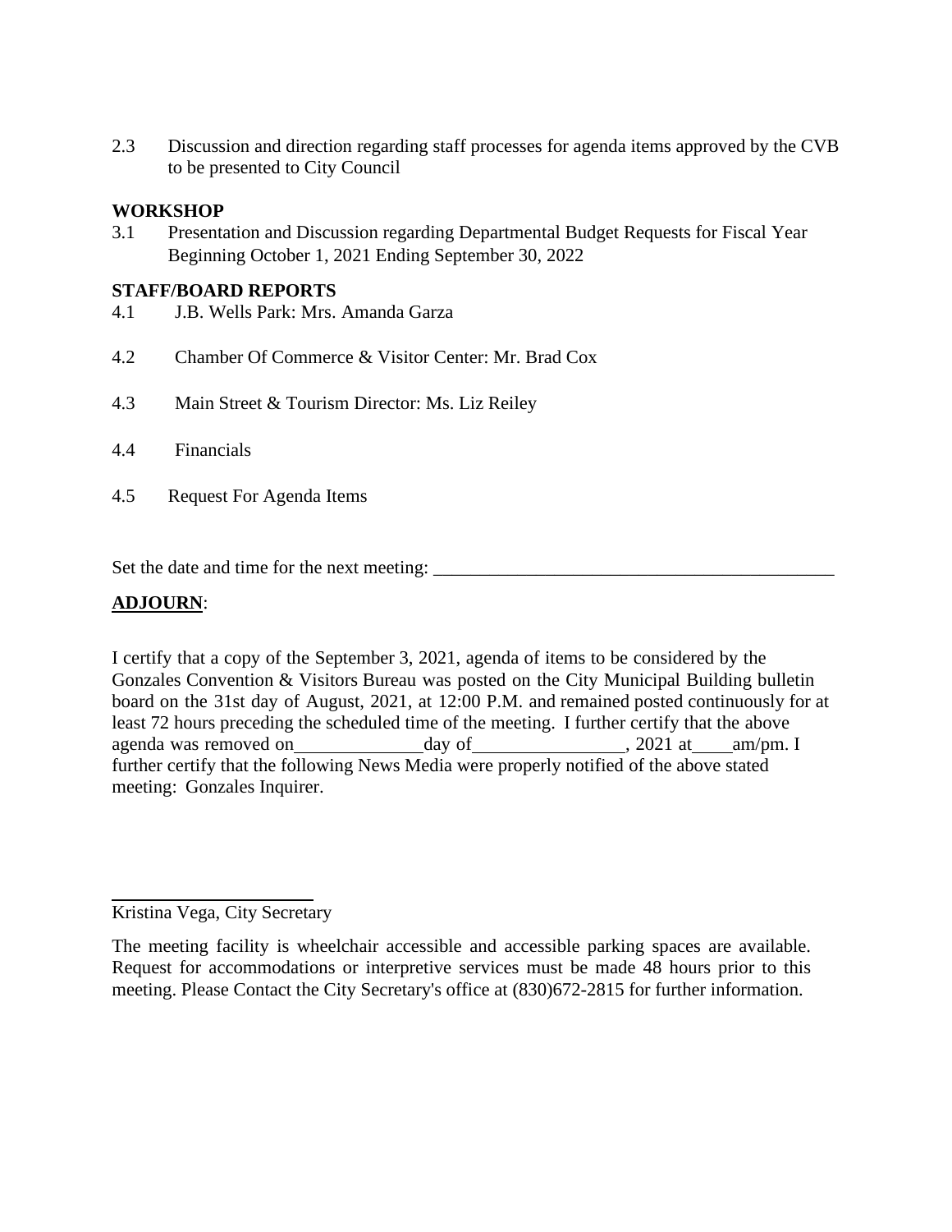2.3 Discussion and direction regarding staff processes for agenda items approved by the CVB to be presented to City Council

**WORKSHOP**

3.1 Presentation and Discussion regarding Departmental Budget Requests for Fiscal Year Beginning October 1, 2021 Ending September 30, 2022

**STAFF/BOARD REPORTS**

4.1 J.B. Wells Park: Mrs. Amanda Garza

4.2 Chamber Of Commerce & Visitor Center: Mr. Brad Cox

4.3 Main Street & Tourism Director: Ms. Liz Reiley

4.4 Financials

4.5 Request For Agenda Items

Set the date and time for the next meeting: ____________________________________________

**ADJOURN**:

I certify that a copy of the September 3, 2021, agenda of items to be considered by the Gonzales Convention & Visitors Bureau was posted on the City Municipal Building bulletin board on the 31st day of August, 2021, at 12:00 P.M. and remained posted continuously for at least 72 hours preceding the scheduled time of the meeting. I further certify that the above agenda was removed on______________day of________________, 2021 at____am/pm. I further certify that the following News Media were properly notified of the above stated meeting: Gonzales Inquirer.

______________________

Kristina Vega, City Secretary

The meeting facility is wheelchair accessible and accessible parking spaces are available. Request for accommodations or interpretive services must be made 48 hours prior to this meeting. Please Contact the City Secretary's office at (830)672-2815 for further information.